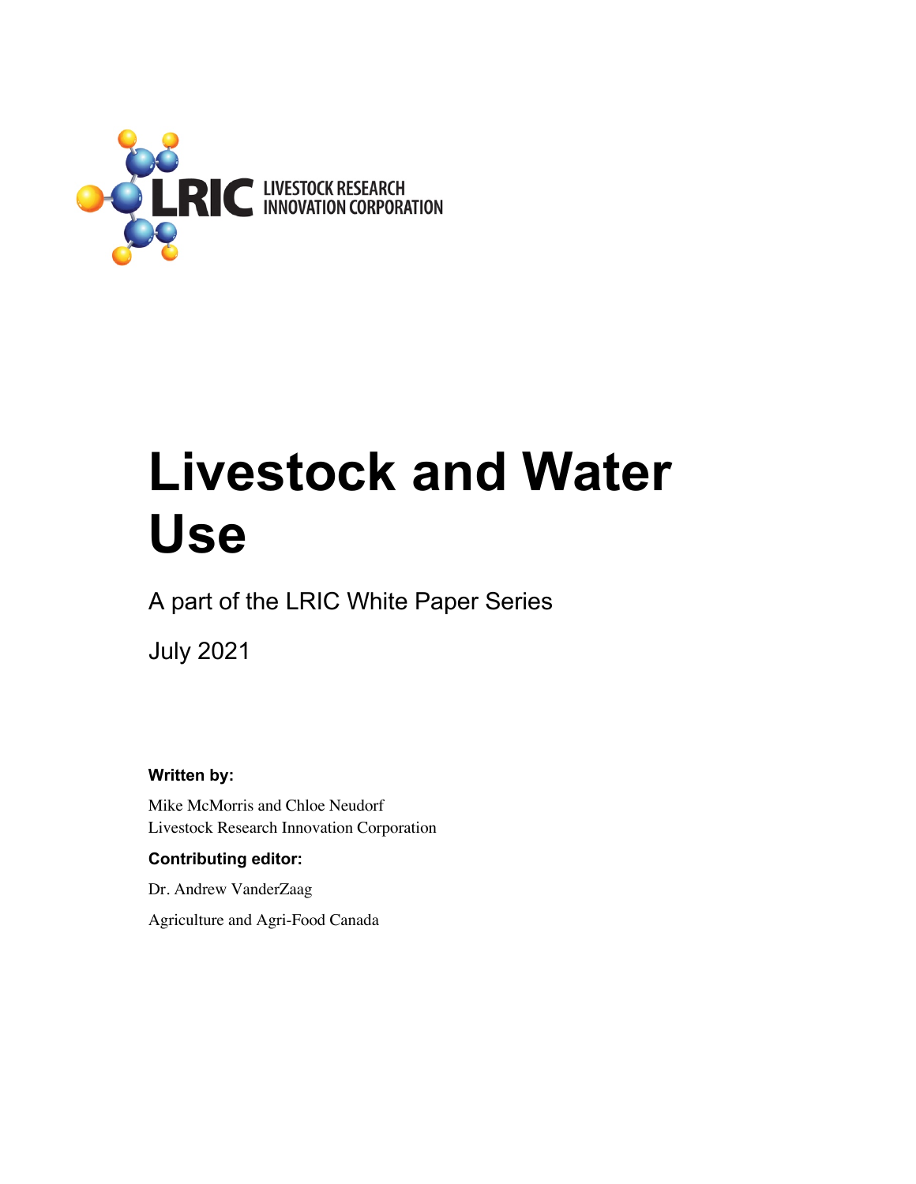LRIC LIVESTOCK RESEARCH INNOVATION CORPORATION

# Livestock and Water Use

A part of the LRIC White Paper Series

July 2021

**Written by:**

Mike McMorris and Chloe Neudorf
Livestock Research Innovation Corporation

**Contributing editor:**

Dr. Andrew VanderZaag

Agriculture and Agri-Food Canada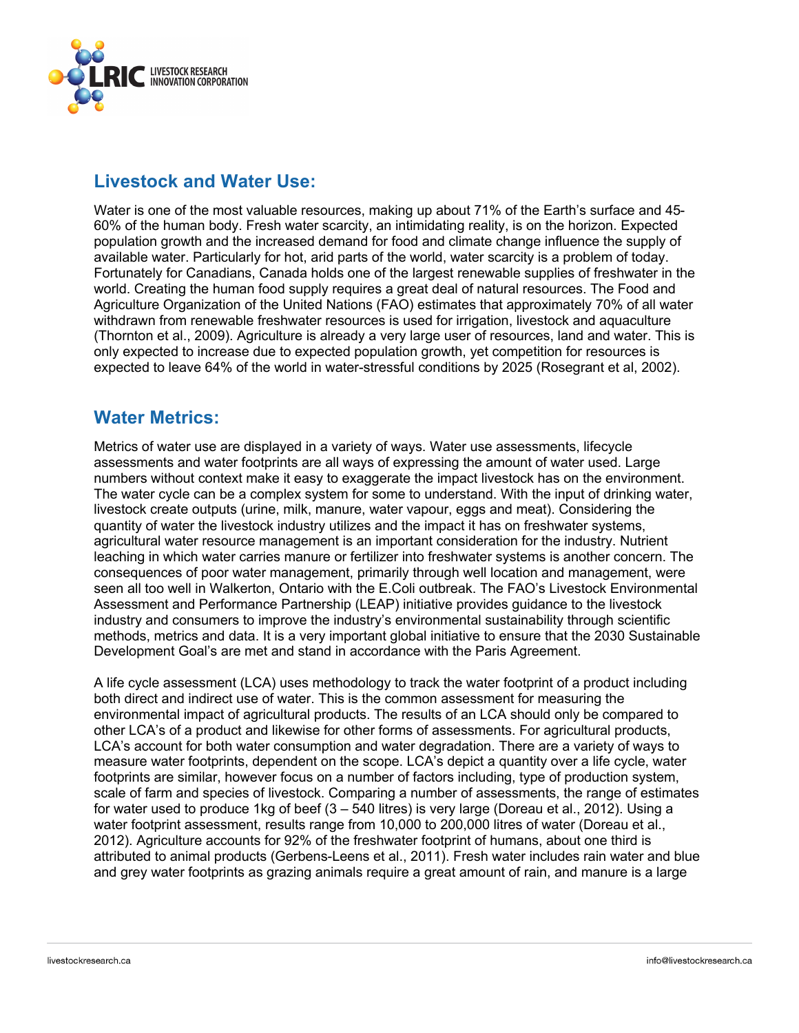## Livestock and Water Use:

Water is one of the most valuable resources, making up about 71% of the Earth's surface and 45-60% of the human body. Fresh water scarcity, an intimidating reality, is on the horizon. Expected population growth and the increased demand for food and climate change influence the supply of available water. Particularly for hot, arid parts of the world, water scarcity is a problem of today. Fortunately for Canadians, Canada holds one of the largest renewable supplies of freshwater in the world. Creating the human food supply requires a great deal of natural resources. The Food and Agriculture Organization of the United Nations (FAO) estimates that approximately 70% of all water withdrawn from renewable freshwater resources is used for irrigation, livestock and aquaculture (Thornton et al., 2009). Agriculture is already a very large user of resources, land and water. This is only expected to increase due to expected population growth, yet competition for resources is expected to leave 64% of the world in water-stressful conditions by 2025 (Rosegrant et al, 2002).

## Water Metrics:

Metrics of water use are displayed in a variety of ways. Water use assessments, lifecycle assessments and water footprints are all ways of expressing the amount of water used. Large numbers without context make it easy to exaggerate the impact livestock has on the environment. The water cycle can be a complex system for some to understand. With the input of drinking water, livestock create outputs (urine, milk, manure, water vapour, eggs and meat). Considering the quantity of water the livestock industry utilizes and the impact it has on freshwater systems, agricultural water resource management is an important consideration for the industry. Nutrient leaching in which water carries manure or fertilizer into freshwater systems is another concern. The consequences of poor water management, primarily through well location and management, were seen all too well in Walkerton, Ontario with the E.Coli outbreak. The FAO's Livestock Environmental Assessment and Performance Partnership (LEAP) initiative provides guidance to the livestock industry and consumers to improve the industry's environmental sustainability through scientific methods, metrics and data. It is a very important global initiative to ensure that the 2030 Sustainable Development Goal's are met and stand in accordance with the Paris Agreement.

A life cycle assessment (LCA) uses methodology to track the water footprint of a product including both direct and indirect use of water. This is the common assessment for measuring the environmental impact of agricultural products. The results of an LCA should only be compared to other LCA's of a product and likewise for other forms of assessments. For agricultural products, LCA's account for both water consumption and water degradation. There are a variety of ways to measure water footprints, dependent on the scope. LCA's depict a quantity over a life cycle, water footprints are similar, however focus on a number of factors including, type of production system, scale of farm and species of livestock. Comparing a number of assessments, the range of estimates for water used to produce 1kg of beef (3 – 540 litres) is very large (Doreau et al., 2012). Using a water footprint assessment, results range from 10,000 to 200,000 litres of water (Doreau et al., 2012). Agriculture accounts for 92% of the freshwater footprint of humans, about one third is attributed to animal products (Gerbens-Leens et al., 2011). Fresh water includes rain water and blue and grey water footprints as grazing animals require a great amount of rain, and manure is a large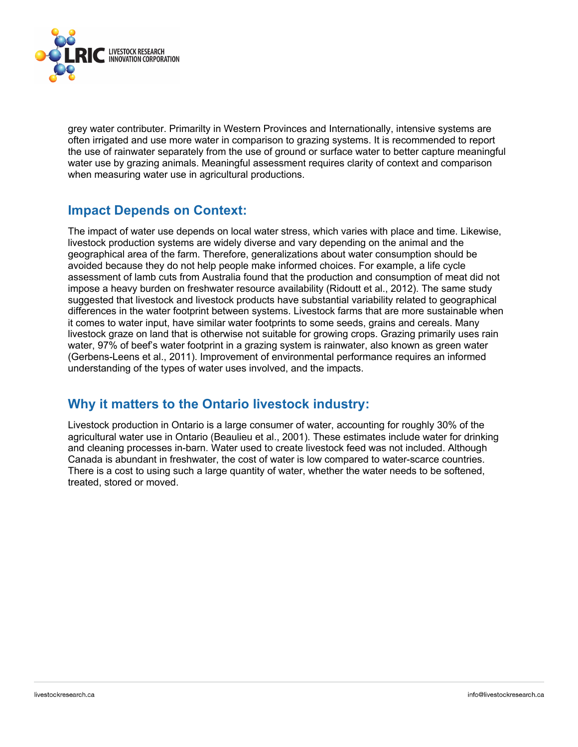grey water contributer. Primarilty in Western Provinces and Internationally, intensive systems are often irrigated and use more water in comparison to grazing systems. It is recommended to report the use of rainwater separately from the use of ground or surface water to better capture meaningful water use by grazing animals. Meaningful assessment requires clarity of context and comparison when measuring water use in agricultural productions.

## Impact Depends on Context:

The impact of water use depends on local water stress, which varies with place and time. Likewise, livestock production systems are widely diverse and vary depending on the animal and the geographical area of the farm. Therefore, generalizations about water consumption should be avoided because they do not help people make informed choices. For example, a life cycle assessment of lamb cuts from Australia found that the production and consumption of meat did not impose a heavy burden on freshwater resource availability (Ridoutt et al., 2012). The same study suggested that livestock and livestock products have substantial variability related to geographical differences in the water footprint between systems. Livestock farms that are more sustainable when it comes to water input, have similar water footprints to some seeds, grains and cereals. Many livestock graze on land that is otherwise not suitable for growing crops. Grazing primarily uses rain water, 97% of beef's water footprint in a grazing system is rainwater, also known as green water (Gerbens-Leens et al., 2011). Improvement of environmental performance requires an informed understanding of the types of water uses involved, and the impacts.

## Why it matters to the Ontario livestock industry:

Livestock production in Ontario is a large consumer of water, accounting for roughly 30% of the agricultural water use in Ontario (Beaulieu et al., 2001). These estimates include water for drinking and cleaning processes in-barn. Water used to create livestock feed was not included. Although Canada is abundant in freshwater, the cost of water is low compared to water-scarce countries. There is a cost to using such a large quantity of water, whether the water needs to be softened, treated, stored or moved.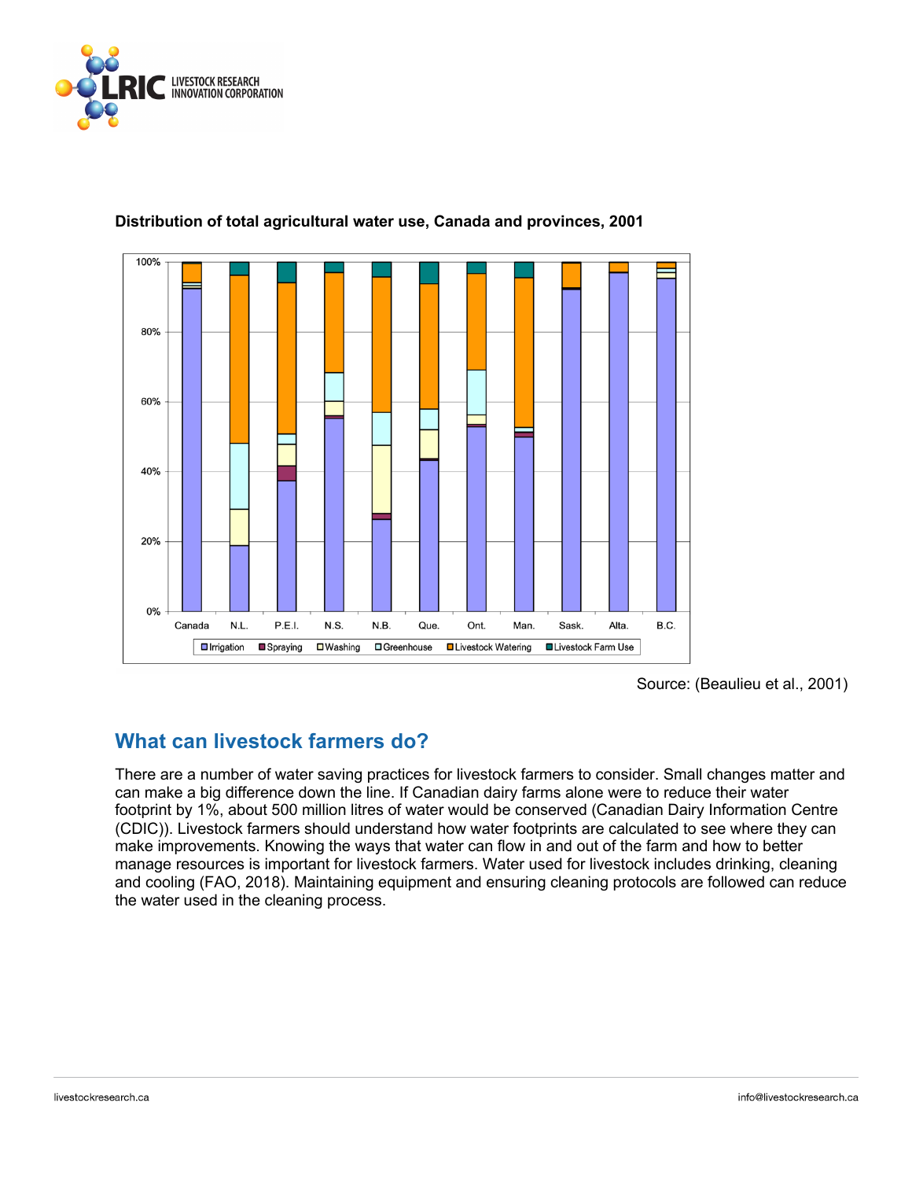**Distribution of total agricultural water use, Canada and provinces, 2001**

Source: (Beaulieu et al., 2001)

## What can livestock farmers do?

There are a number of water saving practices for livestock farmers to consider. Small changes matter and can make a big difference down the line. If Canadian dairy farms alone were to reduce their water footprint by 1%, about 500 million litres of water would be conserved (Canadian Dairy Information Centre (CDIC)). Livestock farmers should understand how water footprints are calculated to see where they can make improvements. Knowing the ways that water can flow in and out of the farm and how to better manage resources is important for livestock farmers. Water used for livestock includes drinking, cleaning and cooling (FAO, 2018). Maintaining equipment and ensuring cleaning protocols are followed can reduce the water used in the cleaning process.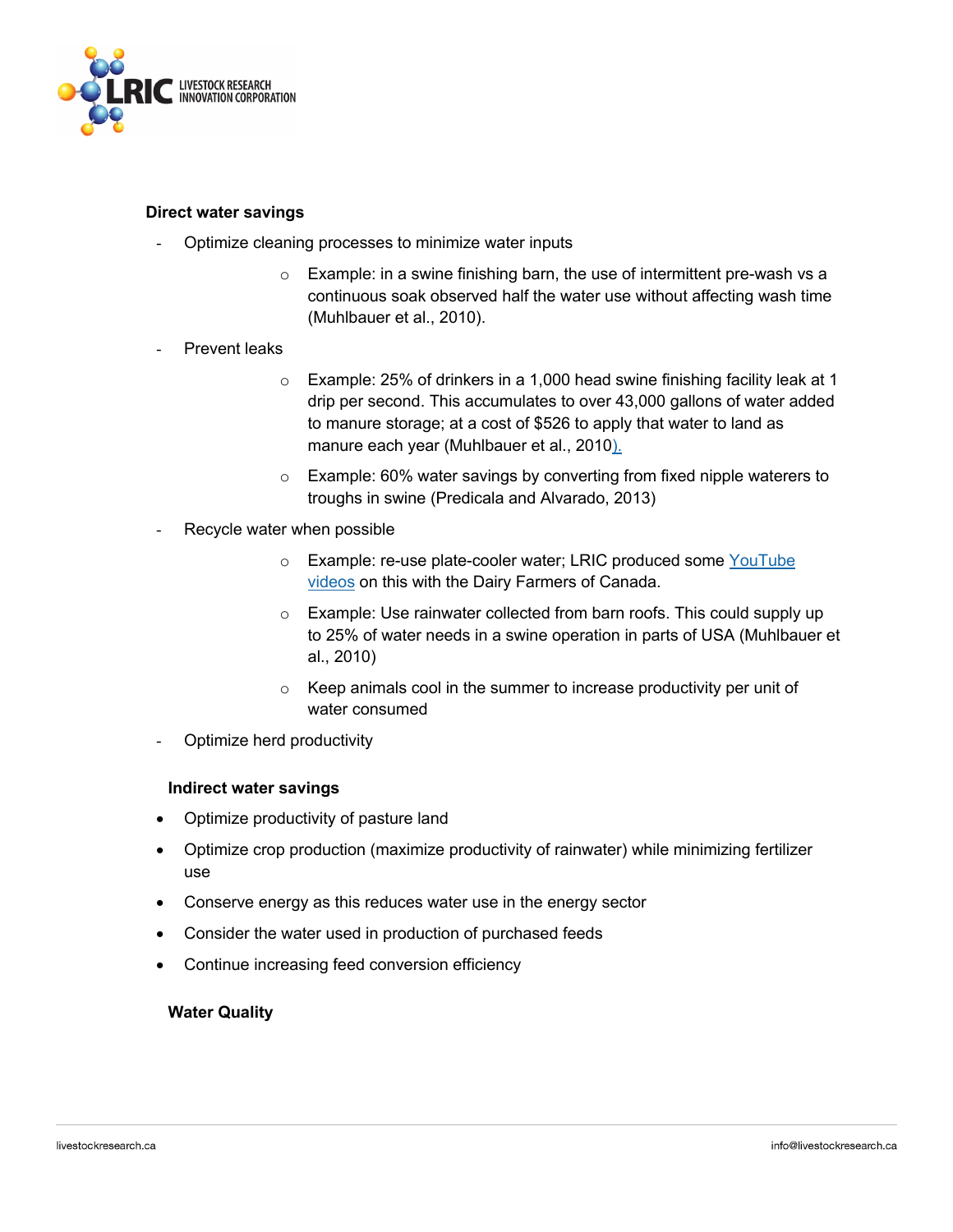**Direct water savings**

- Optimize cleaning processes to minimize water inputs
    - Example: in a swine finishing barn, the use of intermittent pre-wash vs a continuous soak observed half the water use without affecting wash time (Muhlbauer et al., 2010).
- Prevent leaks
    - Example: 25% of drinkers in a 1,000 head swine finishing facility leak at 1 drip per second. This accumulates to over 43,000 gallons of water added to manure storage; at a cost of $526 to apply that water to land as manure each year (Muhlbauer et al., 2010).
    - Example: 60% water savings by converting from fixed nipple waterers to troughs in swine (Predicala and Alvarado, 2013)
- Recycle water when possible
    - Example: re-use plate-cooler water; LRIC produced some YouTube videos on this with the Dairy Farmers of Canada.
    - Example: Use rainwater collected from barn roofs. This could supply up to 25% of water needs in a swine operation in parts of USA (Muhlbauer et al., 2010)
    - Keep animals cool in the summer to increase productivity per unit of water consumed
- Optimize herd productivity

**Indirect water savings**

- Optimize productivity of pasture land
- Optimize crop production (maximize productivity of rainwater) while minimizing fertilizer use
- Conserve energy as this reduces water use in the energy sector
- Consider the water used in production of purchased feeds
- Continue increasing feed conversion efficiency

**Water Quality**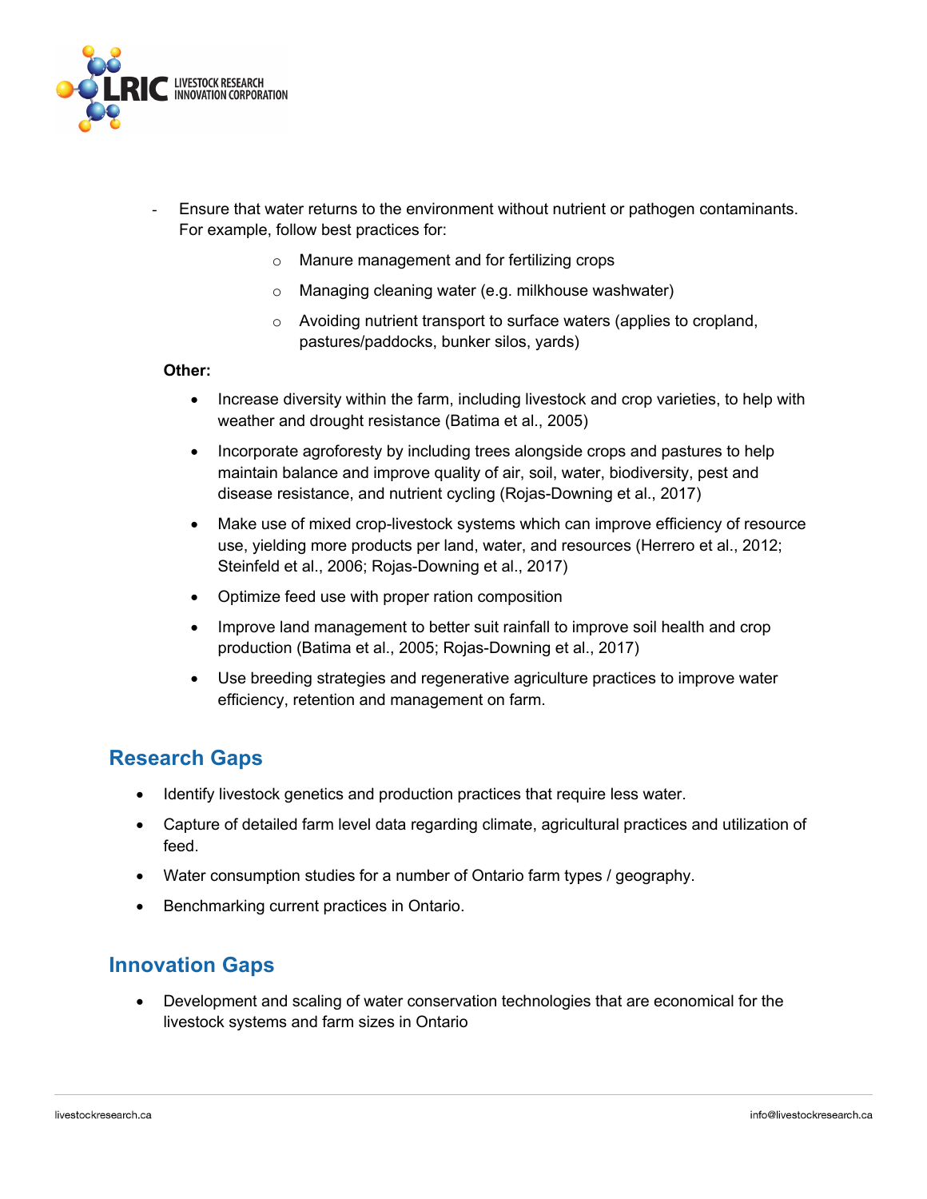- Ensure that water returns to the environment without nutrient or pathogen contaminants. For example, follow best practices for:
  - Manure management and for fertilizing crops
  - Managing cleaning water (e.g. milkhouse washwater)
  - Avoiding nutrient transport to surface waters (applies to cropland, pastures/paddocks, bunker silos, yards)

**Other:**

- Increase diversity within the farm, including livestock and crop varieties, to help with weather and drought resistance (Batima et al., 2005)
- Incorporate agroforesty by including trees alongside crops and pastures to help maintain balance and improve quality of air, soil, water, biodiversity, pest and disease resistance, and nutrient cycling (Rojas-Downing et al., 2017)
- Make use of mixed crop-livestock systems which can improve efficiency of resource use, yielding more products per land, water, and resources (Herrero et al., 2012; Steinfeld et al., 2006; Rojas-Downing et al., 2017)
- Optimize feed use with proper ration composition
- Improve land management to better suit rainfall to improve soil health and crop production (Batima et al., 2005; Rojas-Downing et al., 2017)
- Use breeding strategies and regenerative agriculture practices to improve water efficiency, retention and management on farm.

## Research Gaps

- Identify livestock genetics and production practices that require less water.
- Capture of detailed farm level data regarding climate, agricultural practices and utilization of feed.
- Water consumption studies for a number of Ontario farm types / geography.
- Benchmarking current practices in Ontario.

## Innovation Gaps

- Development and scaling of water conservation technologies that are economical for the livestock systems and farm sizes in Ontario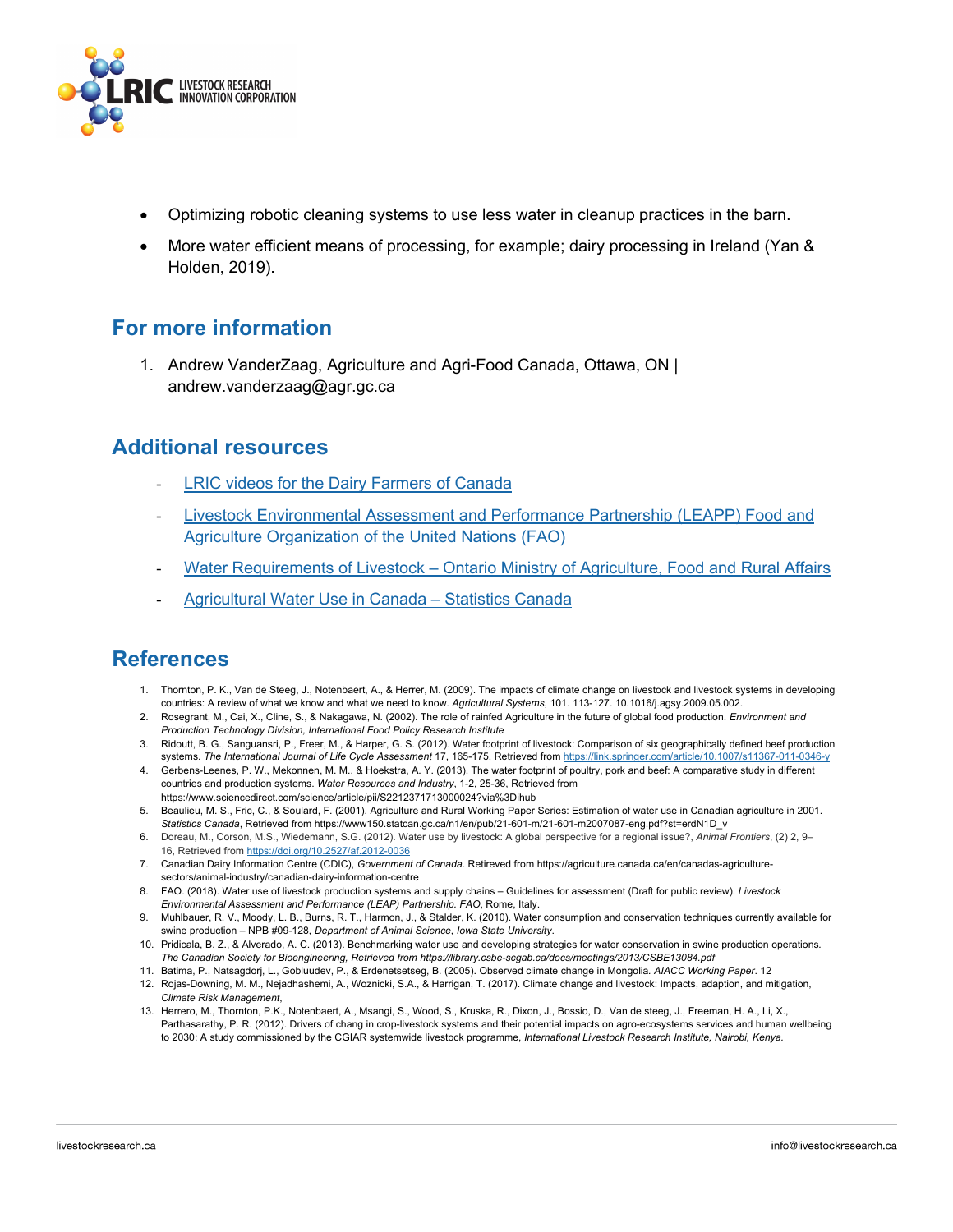- Optimizing robotic cleaning systems to use less water in cleanup practices in the barn.
- More water efficient means of processing, for example; dairy processing in Ireland (Yan & Holden, 2019).

## For more information

1. Andrew VanderZaag, Agriculture and Agri-Food Canada, Ottawa, ON | andrew.vanderzaag@agr.gc.ca

## Additional resources

- LRIC videos for the Dairy Farmers of Canada
- Livestock Environmental Assessment and Performance Partnership (LEAPP) Food and Agriculture Organization of the United Nations (FAO)
- Water Requirements of Livestock – Ontario Ministry of Agriculture, Food and Rural Affairs
- Agricultural Water Use in Canada – Statistics Canada

## References

1. Thornton, P. K., Van de Steeg, J., Notenbaert, A., & Herrer, M. (2009). The impacts of climate change on livestock and livestock systems in developing countries: A review of what we know and what we need to know. *Agricultural Systems*, 101. 113-127. 10.1016/j.agsy.2009.05.002.
2. Rosegrant, M., Cai, X., Cline, S., & Nakagawa, N. (2002). The role of rainfed Agriculture in the future of global food production. *Environment and Production Technology Division, International Food Policy Research Institute*
3. Ridoutt, B. G., Sanguansri, P., Freer, M., & Harper, G. S. (2012). Water footprint of livestock: Comparison of six geographically defined beef production systems. *The International Journal of Life Cycle Assessment* 17, 165-175, Retrieved from https://link.springer.com/article/10.1007/s11367-011-0346-y
4. Gerbens-Leenes, P. W., Mekonnen, M. M., & Hoekstra, A. Y. (2013). The water footprint of poultry, pork and beef: A comparative study in different countries and production systems. *Water Resources and Industry*, 1-2, 25-36, Retrieved from https://www.sciencedirect.com/science/article/pii/S2212371713000024?via%3Dihub
5. Beaulieu, M. S., Fric, C., & Soulard, F. (2001). Agriculture and Rural Working Paper Series: Estimation of water use in Canadian agriculture in 2001. *Statistics Canada*, Retrieved from https://www150.statcan.gc.ca/n1/en/pub/21-601-m/21-601-m2007087-eng.pdf?st=erdN1D_v
6. Doreau, M., Corson, M.S., Wiedemann, S.G. (2012). Water use by livestock: A global perspective for a regional issue?, *Animal Frontiers*, (2) 2, 9–16, Retrieved from https://doi.org/10.2527/af.2012-0036
7. Canadian Dairy Information Centre (CDIC), *Government of Canada*. Retrieved from https://agriculture.canada.ca/en/canadas-agriculture-sectors/animal-industry/canadian-dairy-information-centre
8. FAO. (2018). Water use of livestock production systems and supply chains – Guidelines for assessment (Draft for public review). *Livestock Environmental Assessment and Performance (LEAP) Partnership. FAO*, Rome, Italy.
9. Muhlbauer, R. V., Moody, L. B., Burns, R. T., Harmon, J., & Stalder, K. (2010). Water consumption and conservation techniques currently available for swine production – NPB #09-128, *Department of Animal Science, Iowa State University*.
10. Pridicala, B. Z., & Alverado, A. C. (2013). Benchmarking water use and developing strategies for water conservation in swine production operations. *The Canadian Society for Bioengineering, Retrieved from https://library.csbe-scgab.ca/docs/meetings/2013/CSBE13084.pdf*
11. Batima, P., Natsagdorj, L., Gobluudev, P., & Erdenetsetseg, B. (2005). Observed climate change in Mongolia. *AIACC Working Paper*. 12
12. Rojas-Downing, M. M., Nejadhashemi, A., Woznicki, S.A., & Harrigan, T. (2017). Climate change and livestock: Impacts, adaption, and mitigation, *Climate Risk Management*,
13. Herrero, M., Thornton, P.K., Notenbaert, A., Msangi, S., Wood, S., Kruska, R., Dixon, J., Bossio, D., Van de steeg, J., Freeman, H. A., Li, X., Parthasarathy, P. R. (2012). Drivers of chang in crop-livestock systems and their potential impacts on agro-ecosystems services and human wellbeing to 2030: A study commissioned by the CGIAR systemwide livestock programme, *International Livestock Research Institute, Nairobi, Kenya.*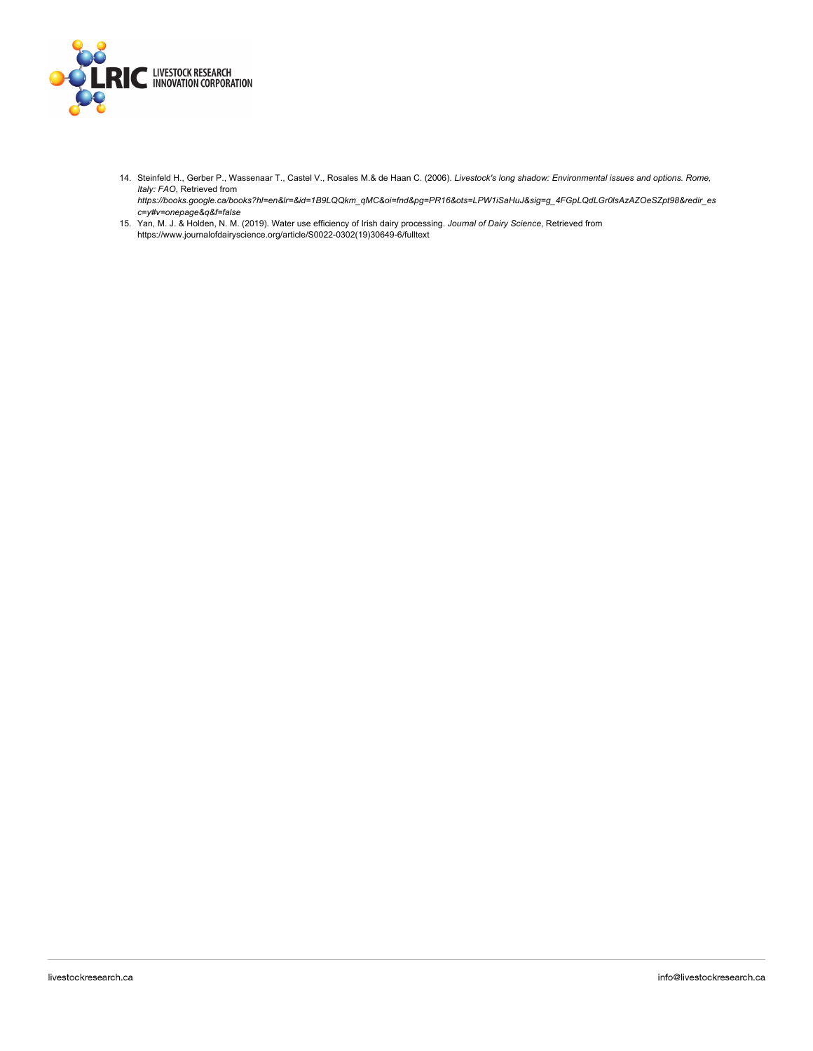14. Steinfeld H., Gerber P., Wassenaar T., Castel V., Rosales M.& de Haan C. (2006). *Livestock's long shadow: Environmental issues and options. Rome, Italy: FAO*, Retrieved from *https://books.google.ca/books?hl=en&lr=&id=1B9LQQkm_qMC&oi=fnd&pg=PR16&ots=LPW1iSaHuJ&sig=g_4FGpLQdLGr0lsAzAZOeSZpt98&redir_esc=y#v=onepage&q&f=false*
15. Yan, M. J. & Holden, N. M. (2019). Water use efficiency of Irish dairy processing. *Journal of Dairy Science*, Retrieved from https://www.journalofdairyscience.org/article/S0022-0302(19)30649-6/fulltext